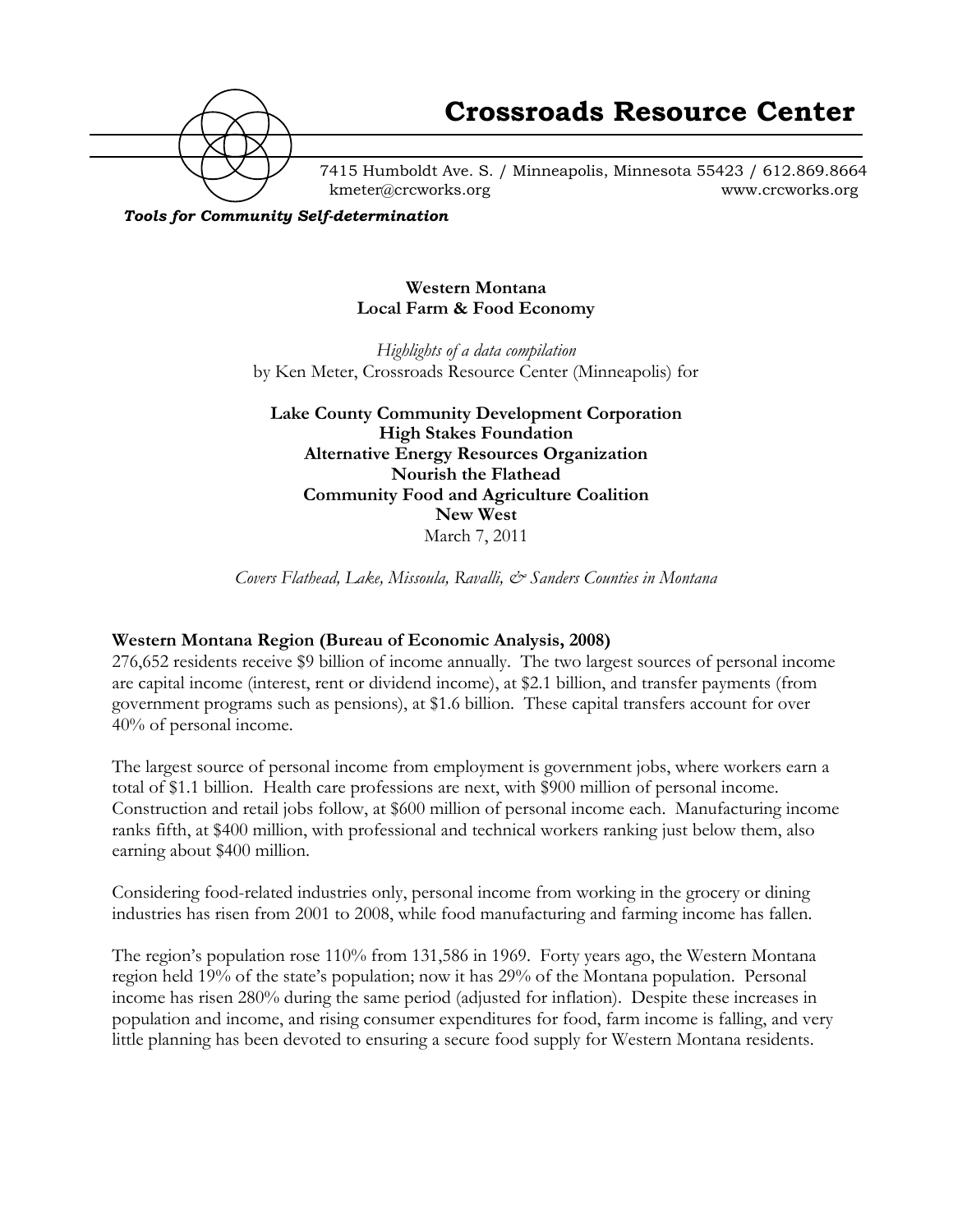# Crossroads Resource Center

7415 Humboldt Ave. S. / Minneapolis, Minnesota 55423 / 612.869.8664
kmeter@crcworks.org www.crcworks.org

*Tools for Community Self-determination*

**Western Montana**
**Local Farm & Food Economy**

*Highlights of a data compilation*
by Ken Meter, Crossroads Resource Center (Minneapolis) for

**Lake County Community Development Corporation**
**High Stakes Foundation**
**Alternative Energy Resources Organization**
**Nourish the Flathead**
**Community Food and Agriculture Coalition**
**New West**
March 7, 2011

*Covers Flathead, Lake, Missoula, Ravalli, & Sanders Counties in Montana*

### Western Montana Region (Bureau of Economic Analysis, 2008)

276,652 residents receive $9 billion of income annually. The two largest sources of personal income are capital income (interest, rent or dividend income), at $2.1 billion, and transfer payments (from government programs such as pensions), at $1.6 billion. These capital transfers account for over 40% of personal income.

The largest source of personal income from employment is government jobs, where workers earn a total of $1.1 billion. Health care professions are next, with $900 million of personal income. Construction and retail jobs follow, at $600 million of personal income each. Manufacturing income ranks fifth, at $400 million, with professional and technical workers ranking just below them, also earning about $400 million.

Considering food-related industries only, personal income from working in the grocery or dining industries has risen from 2001 to 2008, while food manufacturing and farming income has fallen.

The region's population rose 110% from 131,586 in 1969. Forty years ago, the Western Montana region held 19% of the state's population; now it has 29% of the Montana population. Personal income has risen 280% during the same period (adjusted for inflation). Despite these increases in population and income, and rising consumer expenditures for food, farm income is falling, and very little planning has been devoted to ensuring a secure food supply for Western Montana residents.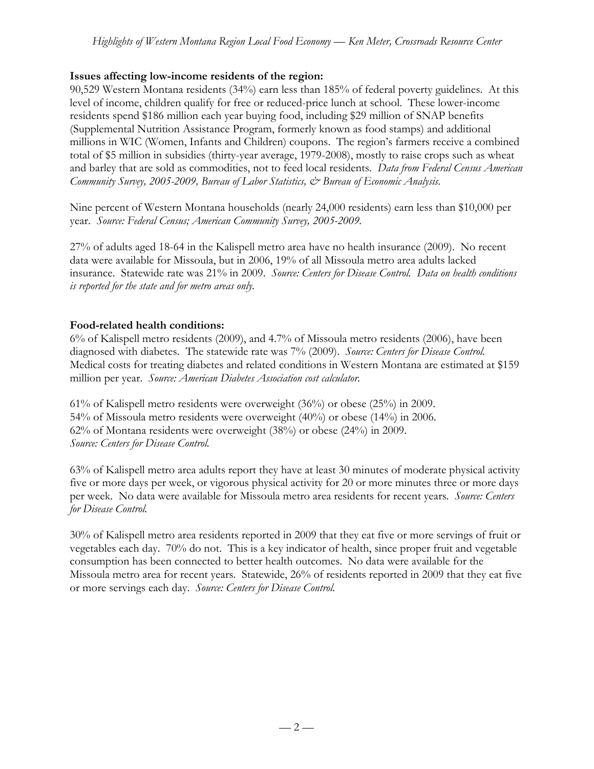**Issues affecting low-income residents of the region:**

90,529 Western Montana residents (34%) earn less than 185% of federal poverty guidelines. At this level of income, children qualify for free or reduced-price lunch at school. These lower-income residents spend $186 million each year buying food, including $29 million of SNAP benefits (Supplemental Nutrition Assistance Program, formerly known as food stamps) and additional millions in WIC (Women, Infants and Children) coupons. The region's farmers receive a combined total of $5 million in subsidies (thirty-year average, 1979-2008), mostly to raise crops such as wheat and barley that are sold as commodities, not to feed local residents. *Data from Federal Census American Community Survey, 2005-2009, Bureau of Labor Statistics, & Bureau of Economic Analysis.*

Nine percent of Western Montana households (nearly 24,000 residents) earn less than $10,000 per year. *Source: Federal Census; American Community Survey, 2005-2009.*

27% of adults aged 18-64 in the Kalispell metro area have no health insurance (2009). No recent data were available for Missoula, but in 2006, 19% of all Missoula metro area adults lacked insurance. Statewide rate was 21% in 2009. *Source: Centers for Disease Control. Data on health conditions is reported for the state and for metro areas only.*

**Food-related health conditions:**

6% of Kalispell metro residents (2009), and 4.7% of Missoula metro residents (2006), have been diagnosed with diabetes. The statewide rate was 7% (2009). *Source: Centers for Disease Control.* Medical costs for treating diabetes and related conditions in Western Montana are estimated at $159 million per year. *Source: American Diabetes Association cost calculator.*

61% of Kalispell metro residents were overweight (36%) or obese (25%) in 2009.
54% of Missoula metro residents were overweight (40%) or obese (14%) in 2006.
62% of Montana residents were overweight (38%) or obese (24%) in 2009.
*Source: Centers for Disease Control.*

63% of Kalispell metro area adults report they have at least 30 minutes of moderate physical activity five or more days per week, or vigorous physical activity for 20 or more minutes three or more days per week. No data were available for Missoula metro area residents for recent years. *Source: Centers for Disease Control.*

30% of Kalispell metro area residents reported in 2009 that they eat five or more servings of fruit or vegetables each day. 70% do not. This is a key indicator of health, since proper fruit and vegetable consumption has been connected to better health outcomes. No data were available for the Missoula metro area for recent years. Statewide, 26% of residents reported in 2009 that they eat five or more servings each day. *Source: Centers for Disease Control.*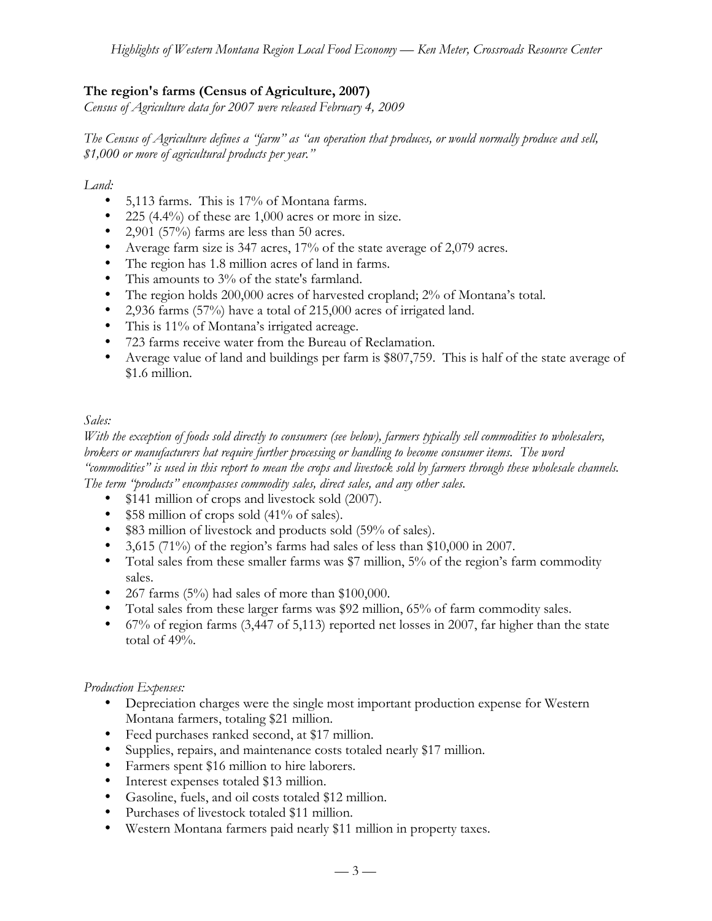## The region's farms (Census of Agriculture, 2007)

*Census of Agriculture data for 2007 were released February 4, 2009*

*The Census of Agriculture defines a "farm" as "an operation that produces, or would normally produce and sell, $1,000 or more of agricultural products per year."*

*Land:*

- 5,113 farms. This is 17% of Montana farms.
- 225 (4.4%) of these are 1,000 acres or more in size.
- 2,901 (57%) farms are less than 50 acres.
- Average farm size is 347 acres, 17% of the state average of 2,079 acres.
- The region has 1.8 million acres of land in farms.
- This amounts to 3% of the state's farmland.
- The region holds 200,000 acres of harvested cropland; 2% of Montana's total.
- 2,936 farms (57%) have a total of 215,000 acres of irrigated land.
- This is 11% of Montana's irrigated acreage.
- 723 farms receive water from the Bureau of Reclamation.
- Average value of land and buildings per farm is $807,759. This is half of the state average of $1.6 million.

*Sales:*

*With the exception of foods sold directly to consumers (see below), farmers typically sell commodities to wholesalers, brokers or manufacturers hat require further processing or handling to become consumer items. The word "commodities" is used in this report to mean the crops and livestock sold by farmers through these wholesale channels. The term "products" encompasses commodity sales, direct sales, and any other sales.*

- $141 million of crops and livestock sold (2007).
- $58 million of crops sold (41% of sales).
- $83 million of livestock and products sold (59% of sales).
- 3,615 (71%) of the region's farms had sales of less than $10,000 in 2007.
- Total sales from these smaller farms was $7 million, 5% of the region's farm commodity sales.
- 267 farms (5%) had sales of more than $100,000.
- Total sales from these larger farms was $92 million, 65% of farm commodity sales.
- 67% of region farms (3,447 of 5,113) reported net losses in 2007, far higher than the state total of 49%.

*Production Expenses:*

- Depreciation charges were the single most important production expense for Western Montana farmers, totaling $21 million.
- Feed purchases ranked second, at $17 million.
- Supplies, repairs, and maintenance costs totaled nearly $17 million.
- Farmers spent $16 million to hire laborers.
- Interest expenses totaled $13 million.
- Gasoline, fuels, and oil costs totaled $12 million.
- Purchases of livestock totaled $11 million.
- Western Montana farmers paid nearly $11 million in property taxes.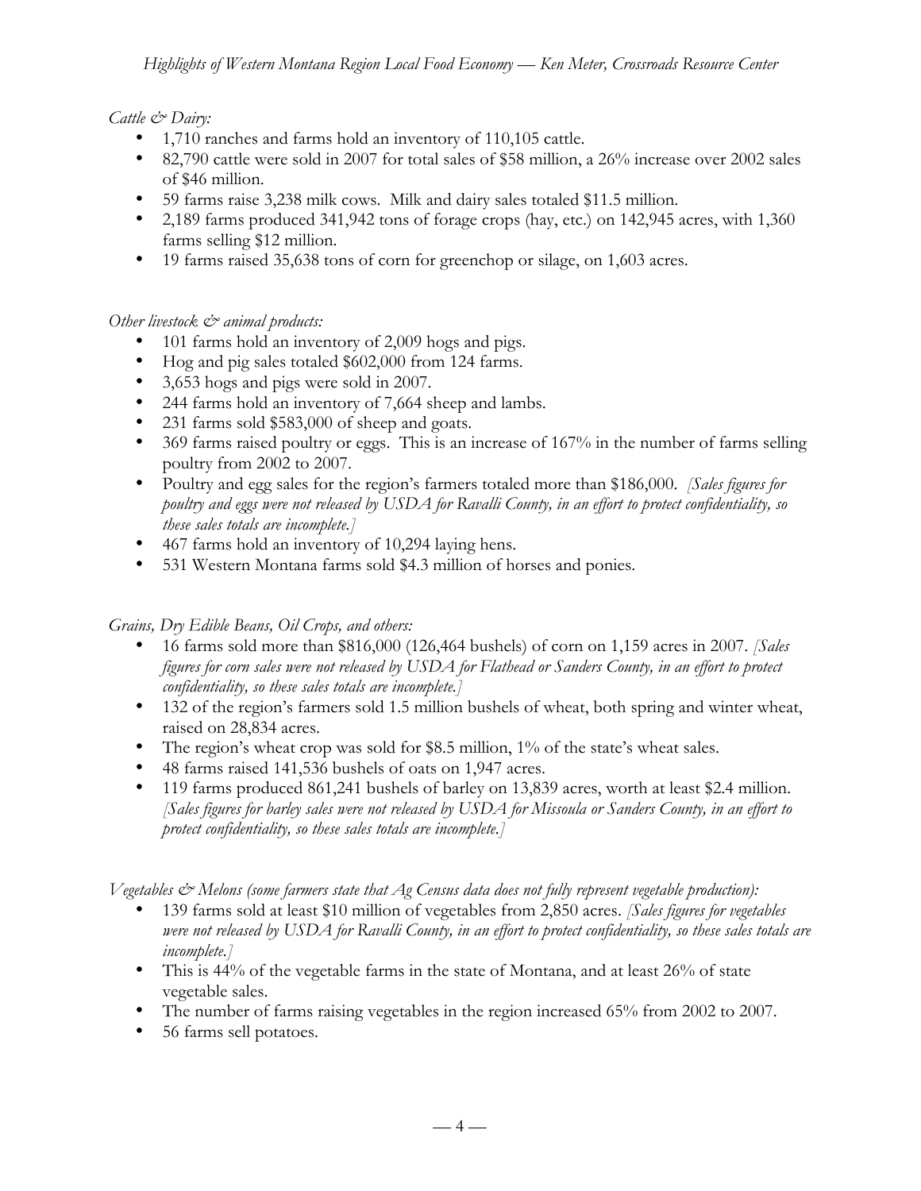*Cattle & Dairy:*

- 1,710 ranches and farms hold an inventory of 110,105 cattle.
- 82,790 cattle were sold in 2007 for total sales of $58 million, a 26% increase over 2002 sales of $46 million.
- 59 farms raise 3,238 milk cows. Milk and dairy sales totaled $11.5 million.
- 2,189 farms produced 341,942 tons of forage crops (hay, etc.) on 142,945 acres, with 1,360 farms selling $12 million.
- 19 farms raised 35,638 tons of corn for greenchop or silage, on 1,603 acres.

*Other livestock & animal products:*

- 101 farms hold an inventory of 2,009 hogs and pigs.
- Hog and pig sales totaled $602,000 from 124 farms.
- 3,653 hogs and pigs were sold in 2007.
- 244 farms hold an inventory of 7,664 sheep and lambs.
- 231 farms sold $583,000 of sheep and goats.
- 369 farms raised poultry or eggs. This is an increase of 167% in the number of farms selling poultry from 2002 to 2007.
- Poultry and egg sales for the region's farmers totaled more than $186,000. *[Sales figures for poultry and eggs were not released by USDA for Ravalli County, in an effort to protect confidentiality, so these sales totals are incomplete.]*
- 467 farms hold an inventory of 10,294 laying hens.
- 531 Western Montana farms sold $4.3 million of horses and ponies.

*Grains, Dry Edible Beans, Oil Crops, and others:*

- 16 farms sold more than $816,000 (126,464 bushels) of corn on 1,159 acres in 2007. *[Sales figures for corn sales were not released by USDA for Flathead or Sanders County, in an effort to protect confidentiality, so these sales totals are incomplete.]*
- 132 of the region's farmers sold 1.5 million bushels of wheat, both spring and winter wheat, raised on 28,834 acres.
- The region's wheat crop was sold for $8.5 million, 1% of the state's wheat sales.
- 48 farms raised 141,536 bushels of oats on 1,947 acres.
- 119 farms produced 861,241 bushels of barley on 13,839 acres, worth at least $2.4 million. *[Sales figures for barley sales were not released by USDA for Missoula or Sanders County, in an effort to protect confidentiality, so these sales totals are incomplete.]*

*Vegetables & Melons (some farmers state that Ag Census data does not fully represent vegetable production):*

- 139 farms sold at least $10 million of vegetables from 2,850 acres. *[Sales figures for vegetables were not released by USDA for Ravalli County, in an effort to protect confidentiality, so these sales totals are incomplete.]*
- This is 44% of the vegetable farms in the state of Montana, and at least 26% of state vegetable sales.
- The number of farms raising vegetables in the region increased 65% from 2002 to 2007.
- 56 farms sell potatoes.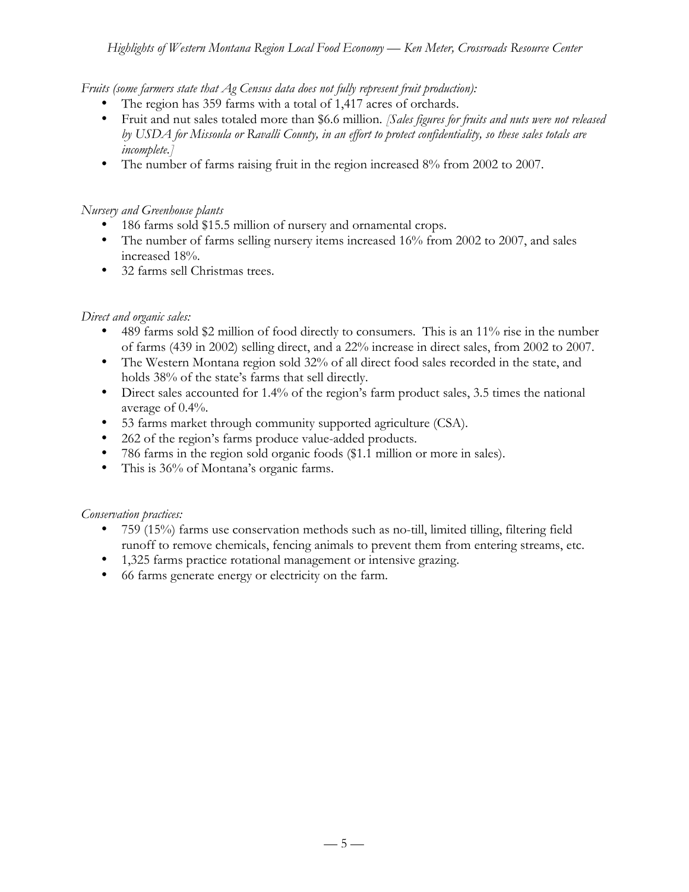*Fruits (some farmers state that Ag Census data does not fully represent fruit production):*

- The region has 359 farms with a total of 1,417 acres of orchards.
- Fruit and nut sales totaled more than $6.6 million. *[Sales figures for fruits and nuts were not released by USDA for Missoula or Ravalli County, in an effort to protect confidentiality, so these sales totals are incomplete.]*
- The number of farms raising fruit in the region increased 8% from 2002 to 2007.

*Nursery and Greenhouse plants*

- 186 farms sold $15.5 million of nursery and ornamental crops.
- The number of farms selling nursery items increased 16% from 2002 to 2007, and sales increased 18%.
- 32 farms sell Christmas trees.

*Direct and organic sales:*

- 489 farms sold $2 million of food directly to consumers. This is an 11% rise in the number of farms (439 in 2002) selling direct, and a 22% increase in direct sales, from 2002 to 2007.
- The Western Montana region sold 32% of all direct food sales recorded in the state, and holds 38% of the state's farms that sell directly.
- Direct sales accounted for 1.4% of the region's farm product sales, 3.5 times the national average of 0.4%.
- 53 farms market through community supported agriculture (CSA).
- 262 of the region's farms produce value-added products.
- 786 farms in the region sold organic foods ($1.1 million or more in sales).
- This is 36% of Montana's organic farms.

*Conservation practices:*

- 759 (15%) farms use conservation methods such as no-till, limited tilling, filtering field runoff to remove chemicals, fencing animals to prevent them from entering streams, etc.
- 1,325 farms practice rotational management or intensive grazing.
- 66 farms generate energy or electricity on the farm.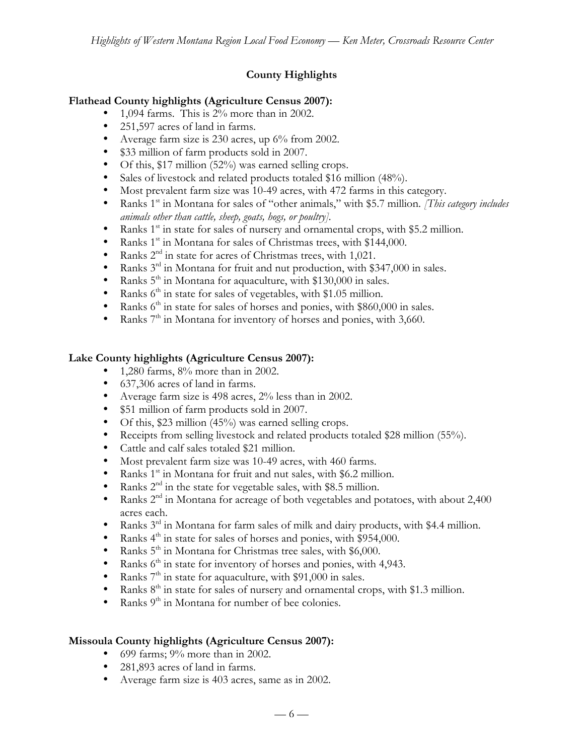## County Highlights

**Flathead County highlights (Agriculture Census 2007):**

- 1,094 farms. This is 2% more than in 2002.
- 251,597 acres of land in farms.
- Average farm size is 230 acres, up 6% from 2002.
- $33 million of farm products sold in 2007.
- Of this, $17 million (52%) was earned selling crops.
- Sales of livestock and related products totaled $16 million (48%).
- Most prevalent farm size was 10-49 acres, with 472 farms in this category.
- Ranks 1st in Montana for sales of "other animals," with $5.7 million. *[This category includes animals other than cattle, sheep, goats, hogs, or poultry].*
- Ranks 1st in state for sales of nursery and ornamental crops, with $5.2 million.
- Ranks 1st in Montana for sales of Christmas trees, with $144,000.
- Ranks 2nd in state for acres of Christmas trees, with 1,021.
- Ranks 3rd in Montana for fruit and nut production, with $347,000 in sales.
- Ranks 5th in Montana for aquaculture, with $130,000 in sales.
- Ranks 6th in state for sales of vegetables, with $1.05 million.
- Ranks 6th in state for sales of horses and ponies, with $860,000 in sales.
- Ranks 7th in Montana for inventory of horses and ponies, with 3,660.

**Lake County highlights (Agriculture Census 2007):**

- 1,280 farms, 8% more than in 2002.
- 637,306 acres of land in farms.
- Average farm size is 498 acres, 2% less than in 2002.
- $51 million of farm products sold in 2007.
- Of this, $23 million (45%) was earned selling crops.
- Receipts from selling livestock and related products totaled $28 million (55%).
- Cattle and calf sales totaled $21 million.
- Most prevalent farm size was 10-49 acres, with 460 farms.
- Ranks 1st in Montana for fruit and nut sales, with $6.2 million.
- Ranks 2nd in the state for vegetable sales, with $8.5 million.
- Ranks 2nd in Montana for acreage of both vegetables and potatoes, with about 2,400 acres each.
- Ranks 3rd in Montana for farm sales of milk and dairy products, with $4.4 million.
- Ranks 4th in state for sales of horses and ponies, with $954,000.
- Ranks 5th in Montana for Christmas tree sales, with $6,000.
- Ranks 6th in state for inventory of horses and ponies, with 4,943.
- Ranks 7th in state for aquaculture, with $91,000 in sales.
- Ranks 8th in state for sales of nursery and ornamental crops, with $1.3 million.
- Ranks 9th in Montana for number of bee colonies.

**Missoula County highlights (Agriculture Census 2007):**

- 699 farms; 9% more than in 2002.
- 281,893 acres of land in farms.
- Average farm size is 403 acres, same as in 2002.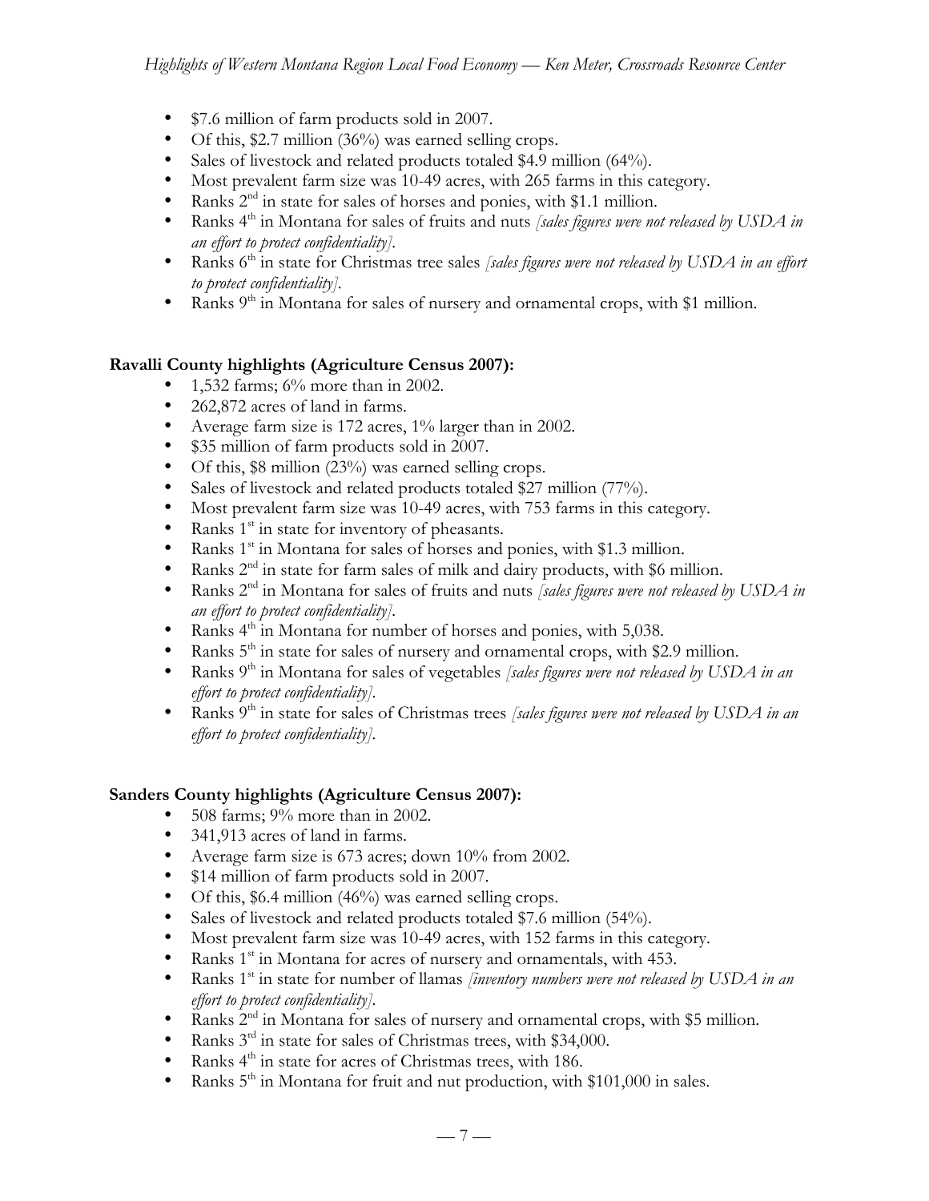- $7.6 million of farm products sold in 2007.
- Of this, $2.7 million (36%) was earned selling crops.
- Sales of livestock and related products totaled $4.9 million (64%).
- Most prevalent farm size was 10-49 acres, with 265 farms in this category.
- Ranks 2nd in state for sales of horses and ponies, with $1.1 million.
- Ranks 4th in Montana for sales of fruits and nuts *[sales figures were not released by USDA in an effort to protect confidentiality]*.
- Ranks 6th in state for Christmas tree sales *[sales figures were not released by USDA in an effort to protect confidentiality]*.
- Ranks 9th in Montana for sales of nursery and ornamental crops, with $1 million.

**Ravalli County highlights (Agriculture Census 2007):**

- 1,532 farms; 6% more than in 2002.
- 262,872 acres of land in farms.
- Average farm size is 172 acres, 1% larger than in 2002.
- $35 million of farm products sold in 2007.
- Of this, $8 million (23%) was earned selling crops.
- Sales of livestock and related products totaled $27 million (77%).
- Most prevalent farm size was 10-49 acres, with 753 farms in this category.
- Ranks 1st in state for inventory of pheasants.
- Ranks 1st in Montana for sales of horses and ponies, with $1.3 million.
- Ranks 2nd in state for farm sales of milk and dairy products, with $6 million.
- Ranks 2nd in Montana for sales of fruits and nuts *[sales figures were not released by USDA in an effort to protect confidentiality]*.
- Ranks 4th in Montana for number of horses and ponies, with 5,038.
- Ranks 5th in state for sales of nursery and ornamental crops, with $2.9 million.
- Ranks 9th in Montana for sales of vegetables *[sales figures were not released by USDA in an effort to protect confidentiality]*.
- Ranks 9th in state for sales of Christmas trees *[sales figures were not released by USDA in an effort to protect confidentiality]*.

**Sanders County highlights (Agriculture Census 2007):**

- 508 farms; 9% more than in 2002.
- 341,913 acres of land in farms.
- Average farm size is 673 acres; down 10% from 2002.
- $14 million of farm products sold in 2007.
- Of this, $6.4 million (46%) was earned selling crops.
- Sales of livestock and related products totaled $7.6 million (54%).
- Most prevalent farm size was 10-49 acres, with 152 farms in this category.
- Ranks 1st in Montana for acres of nursery and ornamentals, with 453.
- Ranks 1st in state for number of llamas *[inventory numbers were not released by USDA in an effort to protect confidentiality]*.
- Ranks 2nd in Montana for sales of nursery and ornamental crops, with $5 million.
- Ranks 3rd in state for sales of Christmas trees, with $34,000.
- Ranks 4th in state for acres of Christmas trees, with 186.
- Ranks 5th in Montana for fruit and nut production, with $101,000 in sales.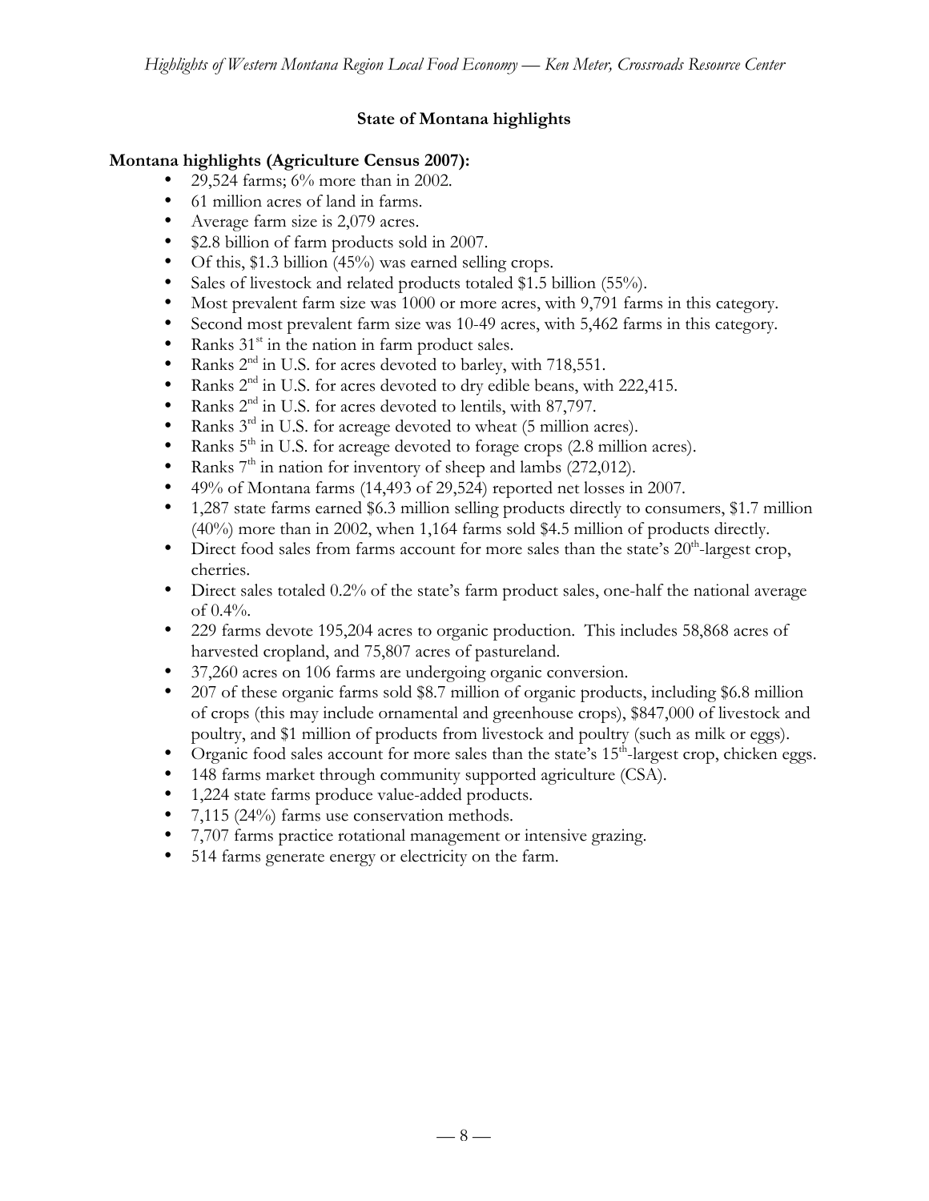## State of Montana highlights

### Montana highlights (Agriculture Census 2007):

- 29,524 farms; 6% more than in 2002.
- 61 million acres of land in farms.
- Average farm size is 2,079 acres.
- $2.8 billion of farm products sold in 2007.
- Of this, $1.3 billion (45%) was earned selling crops.
- Sales of livestock and related products totaled $1.5 billion (55%).
- Most prevalent farm size was 1000 or more acres, with 9,791 farms in this category.
- Second most prevalent farm size was 10-49 acres, with 5,462 farms in this category.
- Ranks 31st in the nation in farm product sales.
- Ranks 2nd in U.S. for acres devoted to barley, with 718,551.
- Ranks 2nd in U.S. for acres devoted to dry edible beans, with 222,415.
- Ranks 2nd in U.S. for acres devoted to lentils, with 87,797.
- Ranks 3rd in U.S. for acreage devoted to wheat (5 million acres).
- Ranks 5th in U.S. for acreage devoted to forage crops (2.8 million acres).
- Ranks 7th in nation for inventory of sheep and lambs (272,012).
- 49% of Montana farms (14,493 of 29,524) reported net losses in 2007.
- 1,287 state farms earned $6.3 million selling products directly to consumers, $1.7 million (40%) more than in 2002, when 1,164 farms sold $4.5 million of products directly.
- Direct food sales from farms account for more sales than the state's 20th-largest crop, cherries.
- Direct sales totaled 0.2% of the state's farm product sales, one-half the national average of 0.4%.
- 229 farms devote 195,204 acres to organic production. This includes 58,868 acres of harvested cropland, and 75,807 acres of pastureland.
- 37,260 acres on 106 farms are undergoing organic conversion.
- 207 of these organic farms sold $8.7 million of organic products, including $6.8 million of crops (this may include ornamental and greenhouse crops), $847,000 of livestock and poultry, and $1 million of products from livestock and poultry (such as milk or eggs).
- Organic food sales account for more sales than the state's 15th-largest crop, chicken eggs.
- 148 farms market through community supported agriculture (CSA).
- 1,224 state farms produce value-added products.
- 7,115 (24%) farms use conservation methods.
- 7,707 farms practice rotational management or intensive grazing.
- 514 farms generate energy or electricity on the farm.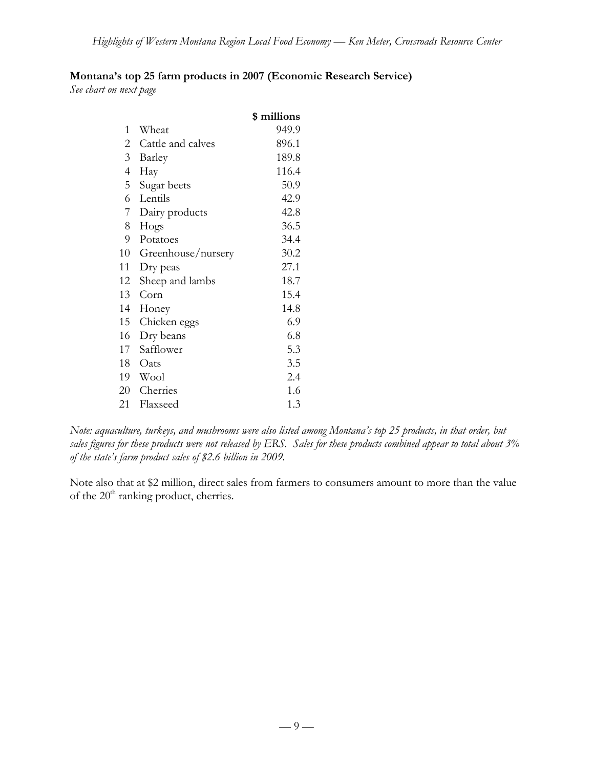**Montana's top 25 farm products in 2007 (Economic Research Service)**

*See chart on next page*

| | | $ millions |
|---|---|---|
| 1 | Wheat | 949.9 |
| 2 | Cattle and calves | 896.1 |
| 3 | Barley | 189.8 |
| 4 | Hay | 116.4 |
| 5 | Sugar beets | 50.9 |
| 6 | Lentils | 42.9 |
| 7 | Dairy products | 42.8 |
| 8 | Hogs | 36.5 |
| 9 | Potatoes | 34.4 |
| 10 | Greenhouse/nursery | 30.2 |
| 11 | Dry peas | 27.1 |
| 12 | Sheep and lambs | 18.7 |
| 13 | Corn | 15.4 |
| 14 | Honey | 14.8 |
| 15 | Chicken eggs | 6.9 |
| 16 | Dry beans | 6.8 |
| 17 | Safflower | 5.3 |
| 18 | Oats | 3.5 |
| 19 | Wool | 2.4 |
| 20 | Cherries | 1.6 |
| 21 | Flaxseed | 1.3 |

*Note: aquaculture, turkeys, and mushrooms were also listed among Montana's top 25 products, in that order, but sales figures for these products were not released by ERS. Sales for these products combined appear to total about 3% of the state's farm product sales of $2.6 billion in 2009.*

Note also that at $2 million, direct sales from farmers to consumers amount to more than the value of the 20th ranking product, cherries.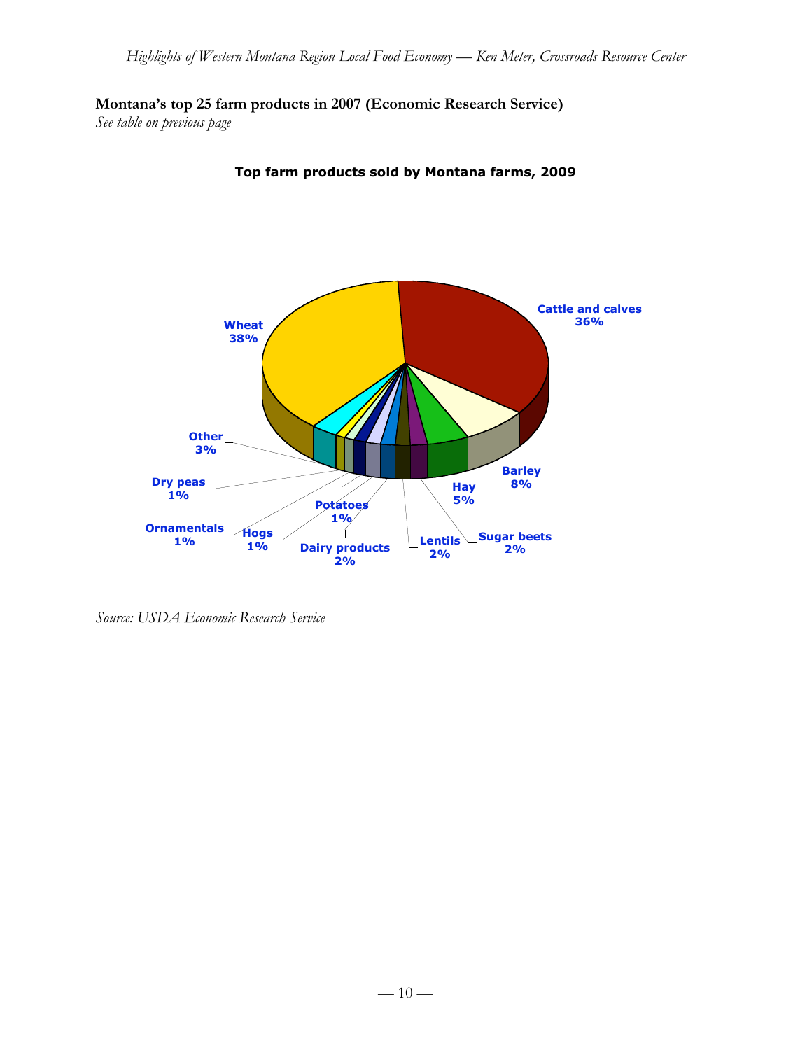**Montana's top 25 farm products in 2007 (Economic Research Service)**

*See table on previous page*

**Top farm products sold by Montana farms, 2009**

| Product | Share |
|---|---|
| Wheat | 38% |
| Cattle and calves | 36% |
| Barley | 8% |
| Hay | 5% |
| Sugar beets | 2% |
| Lentils | 2% |
| Dairy products | 2% |
| Potatoes | 1% |
| Hogs | 1% |
| Ornamentals | 1% |
| Dry peas | 1% |
| Other | 3% |

*Source: USDA Economic Research Service*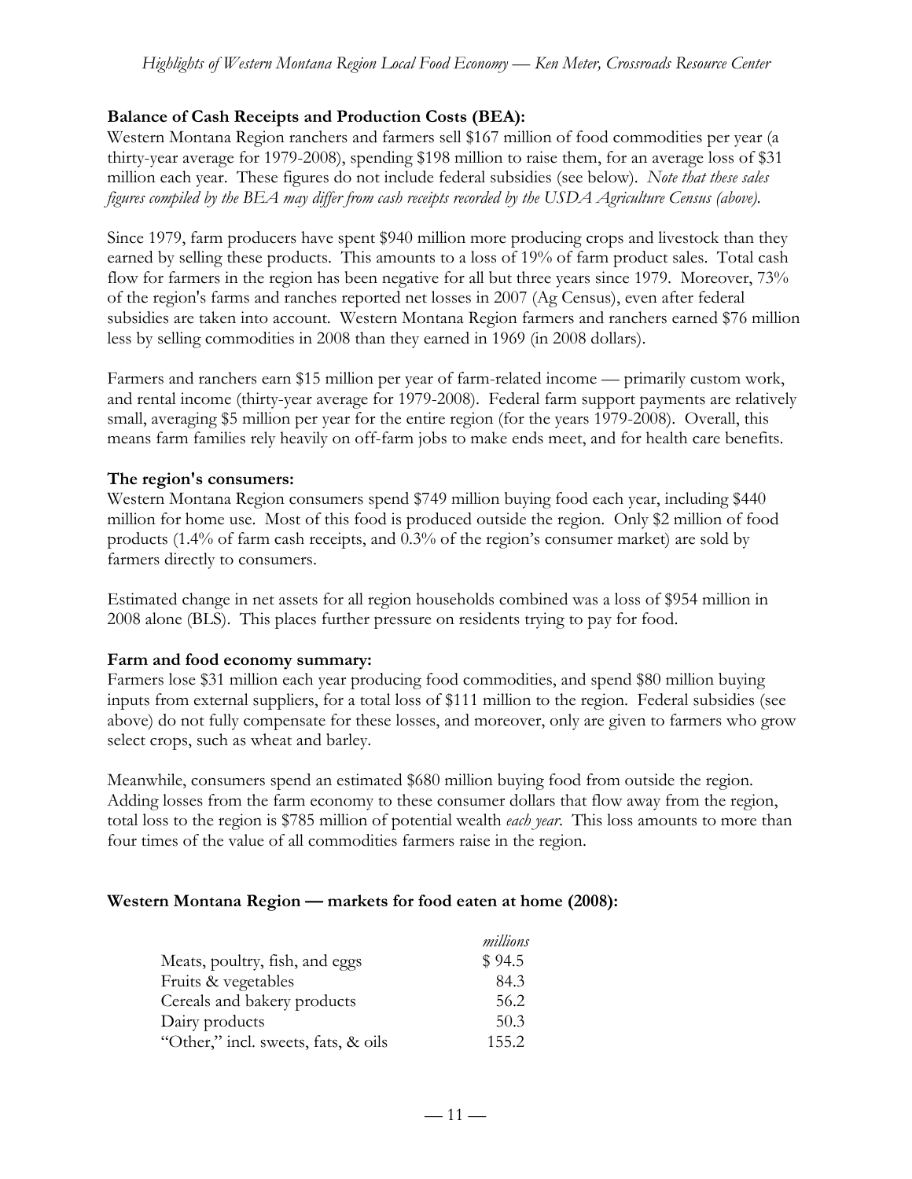**Balance of Cash Receipts and Production Costs (BEA):**

Western Montana Region ranchers and farmers sell $167 million of food commodities per year (a thirty-year average for 1979-2008), spending $198 million to raise them, for an average loss of $31 million each year. These figures do not include federal subsidies (see below). *Note that these sales figures compiled by the BEA may differ from cash receipts recorded by the USDA Agriculture Census (above).*

Since 1979, farm producers have spent $940 million more producing crops and livestock than they earned by selling these products. This amounts to a loss of 19% of farm product sales. Total cash flow for farmers in the region has been negative for all but three years since 1979. Moreover, 73% of the region's farms and ranches reported net losses in 2007 (Ag Census), even after federal subsidies are taken into account. Western Montana Region farmers and ranchers earned $76 million less by selling commodities in 2008 than they earned in 1969 (in 2008 dollars).

Farmers and ranchers earn $15 million per year of farm-related income — primarily custom work, and rental income (thirty-year average for 1979-2008). Federal farm support payments are relatively small, averaging $5 million per year for the entire region (for the years 1979-2008). Overall, this means farm families rely heavily on off-farm jobs to make ends meet, and for health care benefits.

**The region's consumers:**

Western Montana Region consumers spend $749 million buying food each year, including $440 million for home use. Most of this food is produced outside the region. Only $2 million of food products (1.4% of farm cash receipts, and 0.3% of the region's consumer market) are sold by farmers directly to consumers.

Estimated change in net assets for all region households combined was a loss of $954 million in 2008 alone (BLS). This places further pressure on residents trying to pay for food.

**Farm and food economy summary:**

Farmers lose $31 million each year producing food commodities, and spend $80 million buying inputs from external suppliers, for a total loss of $111 million to the region. Federal subsidies (see above) do not fully compensate for these losses, and moreover, only are given to farmers who grow select crops, such as wheat and barley.

Meanwhile, consumers spend an estimated $680 million buying food from outside the region. Adding losses from the farm economy to these consumer dollars that flow away from the region, total loss to the region is $785 million of potential wealth *each year*. This loss amounts to more than four times of the value of all commodities farmers raise in the region.

**Western Montana Region — markets for food eaten at home (2008):**

| | *millions* |
|---|---|
| Meats, poultry, fish, and eggs | $ 94.5 |
| Fruits & vegetables | 84.3 |
| Cereals and bakery products | 56.2 |
| Dairy products | 50.3 |
| "Other," incl. sweets, fats, & oils | 155.2 |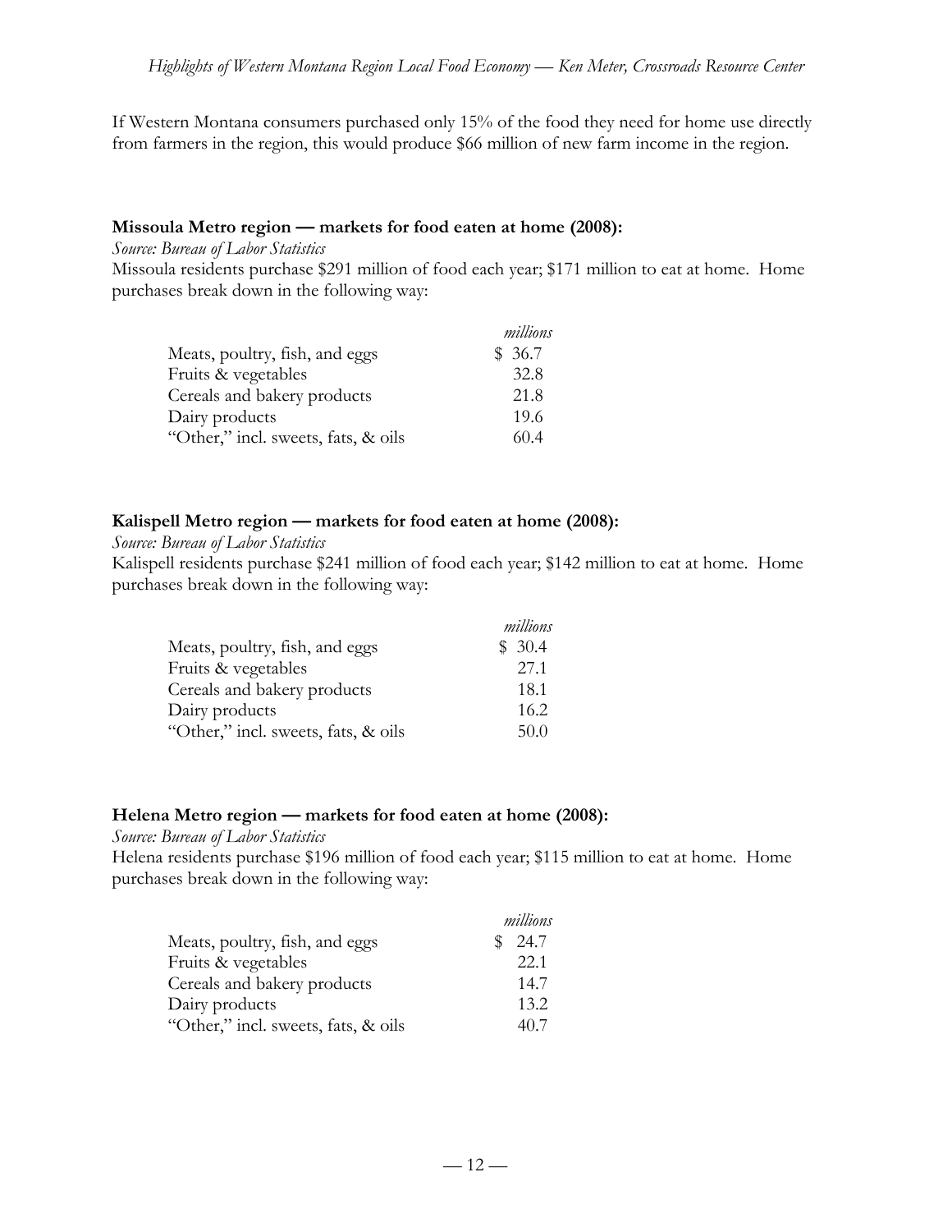If Western Montana consumers purchased only 15% of the food they need for home use directly from farmers in the region, this would produce $66 million of new farm income in the region.

**Missoula Metro region — markets for food eaten at home (2008):**

*Source: Bureau of Labor Statistics*

Missoula residents purchase $291 million of food each year; $171 million to eat at home. Home purchases break down in the following way:

| | *millions* |
|---|---|
| Meats, poultry, fish, and eggs | $ 36.7 |
| Fruits & vegetables | 32.8 |
| Cereals and bakery products | 21.8 |
| Dairy products | 19.6 |
| "Other," incl. sweets, fats, & oils | 60.4 |

**Kalispell Metro region — markets for food eaten at home (2008):**

*Source: Bureau of Labor Statistics*

Kalispell residents purchase $241 million of food each year; $142 million to eat at home. Home purchases break down in the following way:

| | *millions* |
|---|---|
| Meats, poultry, fish, and eggs | $ 30.4 |
| Fruits & vegetables | 27.1 |
| Cereals and bakery products | 18.1 |
| Dairy products | 16.2 |
| "Other," incl. sweets, fats, & oils | 50.0 |

**Helena Metro region — markets for food eaten at home (2008):**

*Source: Bureau of Labor Statistics*

Helena residents purchase $196 million of food each year; $115 million to eat at home. Home purchases break down in the following way:

| | *millions* |
|---|---|
| Meats, poultry, fish, and eggs | $ 24.7 |
| Fruits & vegetables | 22.1 |
| Cereals and bakery products | 14.7 |
| Dairy products | 13.2 |
| "Other," incl. sweets, fats, & oils | 40.7 |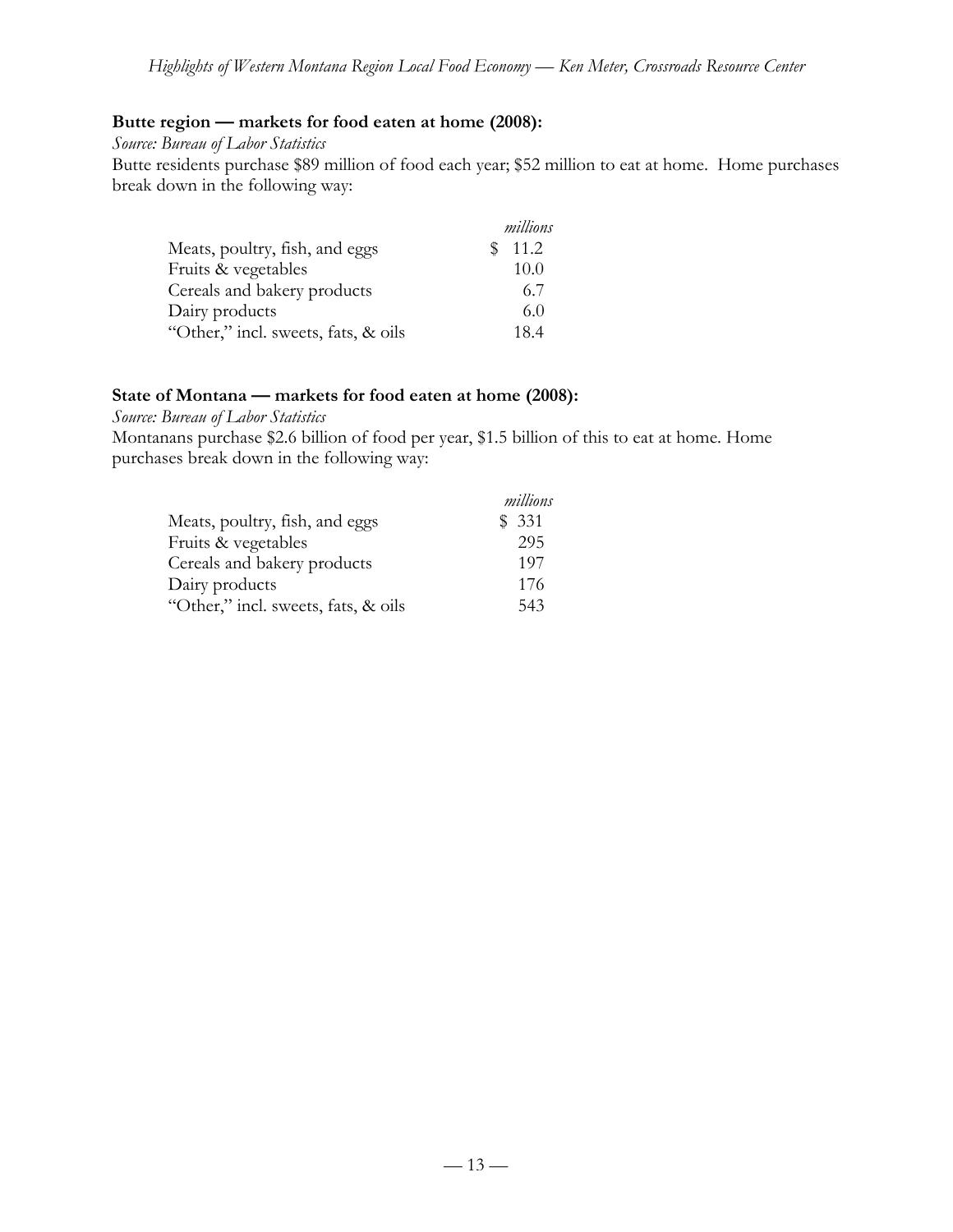**Butte region — markets for food eaten at home (2008):**

*Source: Bureau of Labor Statistics*

Butte residents purchase $89 million of food each year; $52 million to eat at home. Home purchases break down in the following way:

| | *millions* |
|---|---|
| Meats, poultry, fish, and eggs | $ 11.2 |
| Fruits & vegetables | 10.0 |
| Cereals and bakery products | 6.7 |
| Dairy products | 6.0 |
| "Other," incl. sweets, fats, & oils | 18.4 |

**State of Montana — markets for food eaten at home (2008):**

*Source: Bureau of Labor Statistics*

Montanans purchase $2.6 billion of food per year, $1.5 billion of this to eat at home. Home purchases break down in the following way:

| | *millions* |
|---|---|
| Meats, poultry, fish, and eggs | $ 331 |
| Fruits & vegetables | 295 |
| Cereals and bakery products | 197 |
| Dairy products | 176 |
| "Other," incl. sweets, fats, & oils | 543 |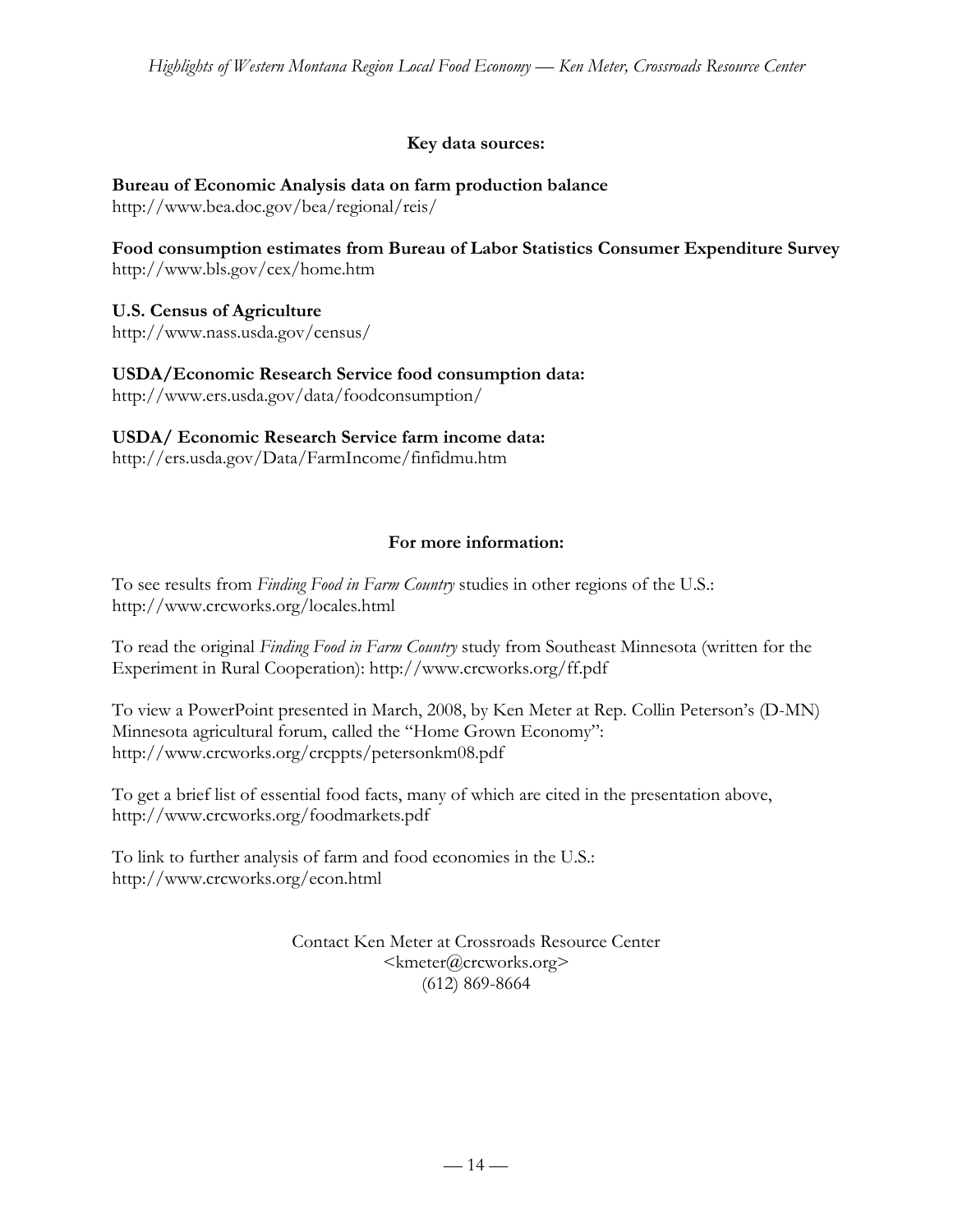## Key data sources:

**Bureau of Economic Analysis data on farm production balance**
http://www.bea.doc.gov/bea/regional/reis/

**Food consumption estimates from Bureau of Labor Statistics Consumer Expenditure Survey**
http://www.bls.gov/cex/home.htm

**U.S. Census of Agriculture**
http://www.nass.usda.gov/census/

**USDA/Economic Research Service food consumption data:**
http://www.ers.usda.gov/data/foodconsumption/

**USDA/ Economic Research Service farm income data:**
http://ers.usda.gov/Data/FarmIncome/finfidmu.htm

## For more information:

To see results from *Finding Food in Farm Country* studies in other regions of the U.S.:
http://www.crcworks.org/locales.html

To read the original *Finding Food in Farm Country* study from Southeast Minnesota (written for the Experiment in Rural Cooperation): http://www.crcworks.org/ff.pdf

To view a PowerPoint presented in March, 2008, by Ken Meter at Rep. Collin Peterson's (D-MN) Minnesota agricultural forum, called the "Home Grown Economy":
http://www.crcworks.org/crcppts/petersonkm08.pdf

To get a brief list of essential food facts, many of which are cited in the presentation above,
http://www.crcworks.org/foodmarkets.pdf

To link to further analysis of farm and food economies in the U.S.:
http://www.crcworks.org/econ.html

Contact Ken Meter at Crossroads Resource Center
<kmeter@crcworks.org>
(612) 869-8664